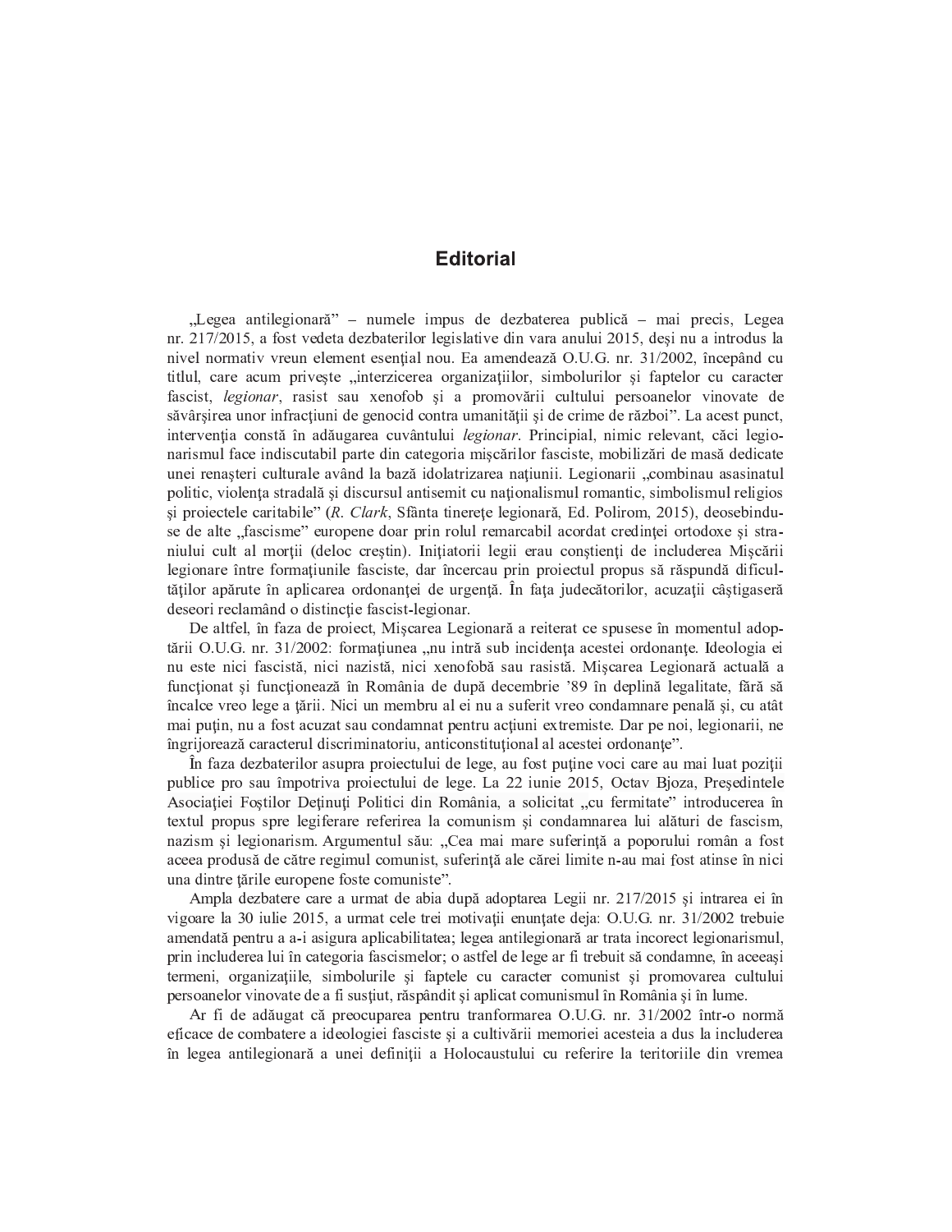# Editorial

„Legea antilegionară” – numele impus de dezbaterea publică – mai precis, Legea nr. 217/2015, a fost vedeta dezbaterilor legislative din vara anului 2015, deşi nu a introdus la nivel normativ vreun element esenţial nou. Ea amendează O.U.G. nr. 31/2002, începând cu titlul, care acum priveşte „interzicerea organizaţiilor, simbolurilor şi faptelor cu caracter fascist, *legionar*, rasist sau xenofob şi a promovării cultului persoanelor vinovate de săvârşirea unor infracţiuni de genocid contra umanităţii şi de crime de război”. La acest punct, intervenţia constă în adăugarea cuvântului *legionar*. Principial, nimic relevant, căci legionarismul face indiscutabil parte din categoria mişcărilor fasciste, mobilizări de masă dedicate unei renaşteri culturale având la bază idolatrizarea naţiunii. Legionarii „combinau asasinatul politic, violenţa stradală şi discursul antisemit cu naţionalismul romantic, simbolismul religios şi proiectele caritabile” (*R. Clark*, Sfânta tinereţe legionară, Ed. Polirom, 2015), deosebindu-se de alte „fascisme” europene doar prin rolul remarcabil acordat credinţei ortodoxe şi straniului cult al morţii (deloc creştin). Iniţiatorii legii erau conştienţi de includerea Mişcării legionare între formaţiunile fasciste, dar încercau prin proiectul propus să răspundă dificultăţilor apărute în aplicarea ordonanţei de urgenţă. În faţa judecătorilor, acuzaţii câştigaseră deseori reclamând o distincţie fascist-legionar.

De altfel, în faza de proiect, Mişcarea Legionară a reiterat ce spusese în momentul adoptării O.U.G. nr. 31/2002: formaţiunea „nu intră sub incidenţa acestei ordonanţe. Ideologia ei nu este nici fascistă, nici nazistă, nici xenofobă sau rasistă. Mişcarea Legionară actuală a funcţionat şi funcţionează în România de după decembrie ’89 în deplină legalitate, fără să încalce vreo lege a ţării. Nici un membru al ei nu a suferit vreo condamnare penală şi, cu atât mai puţin, nu a fost acuzat sau condamnat pentru acţiuni extremiste. Dar pe noi, legionarii, ne îngrijorează caracterul discriminatoriu, anticonstituţional al acestei ordonanţe”.

În faza dezbaterilor asupra proiectului de lege, au fost puţine voci care au mai luat poziţii publice pro sau împotriva proiectului de lege. La 22 iunie 2015, Octav Bjoza, Preşedintele Asociaţiei Foştilor Deţinuţi Politici din România, a solicitat „cu fermitate” introducerea în textul propus spre legiferare referirea la comunism şi condamnarea lui alături de fascism, nazism şi legionarism. Argumentul său: „Cea mai mare suferinţă a poporului român a fost aceea produsă de către regimul comunist, suferinţă ale cărei limite n-au mai fost atinse în nici una dintre ţările europene foste comuniste”.

Ampla dezbatere care a urmat de abia după adoptarea Legii nr. 217/2015 şi intrarea ei în vigoare la 30 iulie 2015, a urmat cele trei motivaţii enunţate deja: O.U.G. nr. 31/2002 trebuie amendată pentru a-i asigura aplicabilitatea; legea antilegionară ar trata incorect legionarismul, prin includerea lui în categoria fascismelor; o astfel de lege ar fi trebuit să condamne, în aceeaşi termeni, organizaţiile, simbolurile şi faptele cu caracter comunist şi promovarea cultului persoanelor vinovate de a fi susţiut, răspândit şi aplicat comunismul în România şi în lume.

Ar fi de adăugat că preocuparea pentru tranformarea O.U.G. nr. 31/2002 într-o normă eficace de combatere a ideologiei fasciste şi a cultivării memoriei acesteia a dus la includerea în legea antilegionară a unei definiţii a Holocaustului cu referire la teritoriile din vremea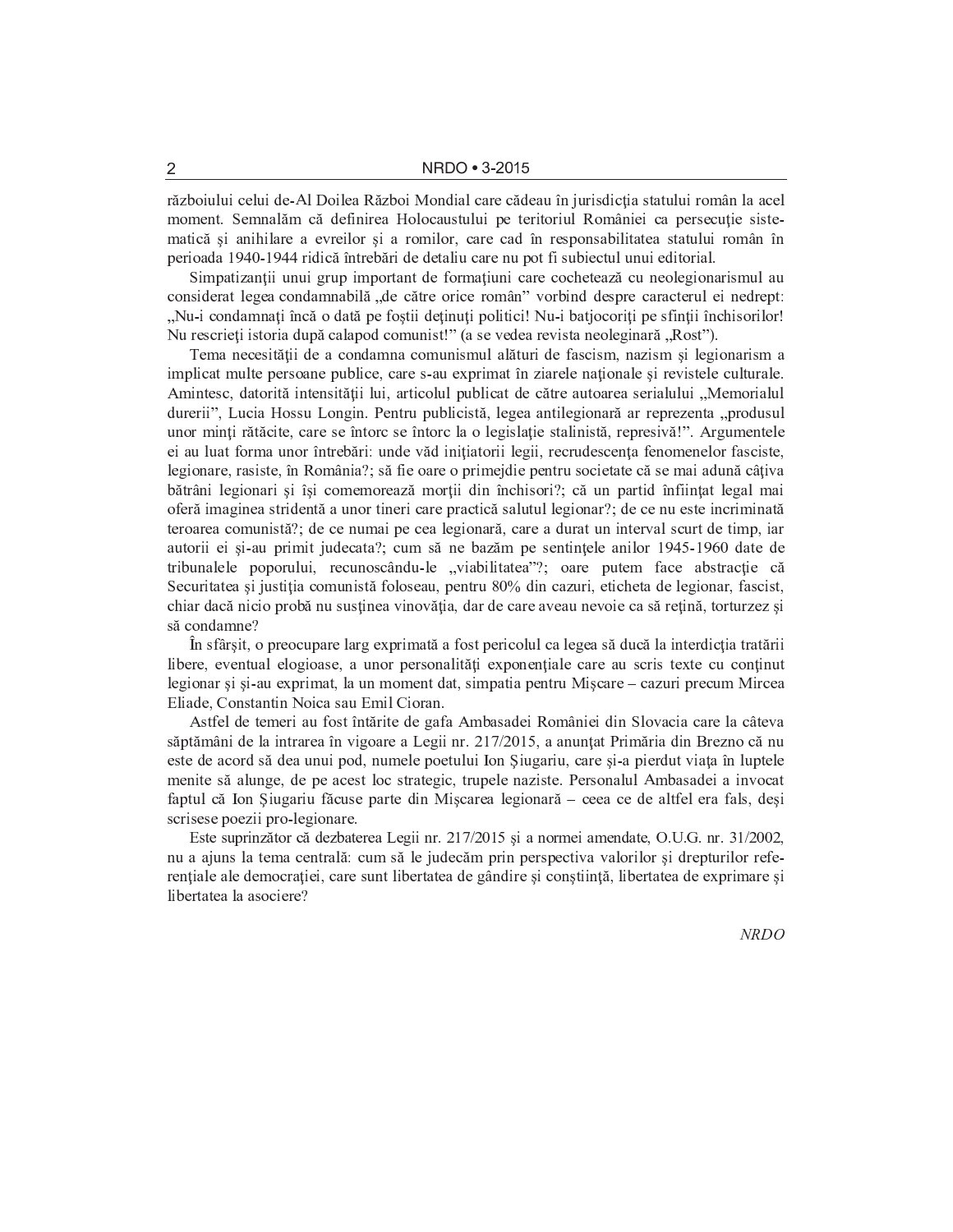războiului celui de-Al Doilea Război Mondial care cădeau în jurisdicţia statului român la acel moment. Semnalăm că definirea Holocaustului pe teritoriul României ca persecuţie sistematică şi anihilare a evreilor şi a romilor, care cad în responsabilitatea statului român în perioada 1940-1944 ridică întrebări de detaliu care nu pot fi subiectul unui editorial.

Simpatizanţii unui grup important de formaţiuni care cochetează cu neolegionarismul au considerat legea condamnabilă „de către orice român" vorbind despre caracterul ei nedrept: „Nu-i condamnaţi încă o dată pe foştii deţinuţi politici! Nu-i batjocoriţi pe sfinţii închisorilor! Nu rescrieţi istoria după calapod comunist!" (a se vedea revista neoleginară „Rost").

Tema necesităţii de a condamna comunismul alături de fascism, nazism şi legionarism a implicat multe persoane publice, care s-au exprimat în ziarele naţionale şi revistele culturale. Amintesc, datorită intensităţii lui, articolul publicat de către autoarea serialului „Memorialul durerii", Lucia Hossu Longin. Pentru publicistă, legea antilegionară ar reprezenta „produsul unor minţi rătăcite, care se întorc se întorc la o legislaţie stalinistă, represivă!". Argumentele ei au luat forma unor întrebări: unde văd iniţiatorii legii, recrudescenţa fenomenelor fasciste, legionare, rasiste, în România?; să fie oare o primejdie pentru societate că se mai adună câţiva bătrâni legionari şi îşi comemorează morţii din închisori?; că un partid înfiinţat legal mai oferă imaginea stridentă a unor tineri care practică salutul legionar?; de ce nu este incriminată teroarea comunistă?; de ce numai pe cea legionară, care a durat un interval scurt de timp, iar autorii ei şi-au primit judecata?; cum să ne bazăm pe sentinţele anilor 1945-1960 date de tribunalele poporului, recunoscându-le „viabilitatea"?; oare putem face abstracţie că Securitatea şi justiţia comunistă foloseau, pentru 80% din cazuri, eticheta de legionar, fascist, chiar dacă nicio probă nu susţinea vinovăţia, dar de care aveau nevoie ca să reţină, torturzez şi să condamne?

În sfârşit, o preocupare larg exprimată a fost pericolul ca legea să ducă la interdicţia tratării libere, eventual elogioase, a unor personalităţi exponenţiale care au scris texte cu conţinut legionar şi şi-au exprimat, la un moment dat, simpatia pentru Mişcare – cazuri precum Mircea Eliade, Constantin Noica sau Emil Cioran.

Astfel de temeri au fost întărite de gafa Ambasadei României din Slovacia care la câteva săptămâni de la intrarea în vigoare a Legii nr. 217/2015, a anunţat Primăria din Brezno că nu este de acord să dea unui pod, numele poetului Ion Şiugariu, care şi-a pierdut viaţa în luptele menite să alunge, de pe acest loc strategic, trupele naziste. Personalul Ambasadei a invocat faptul că Ion Şiugariu făcuse parte din Mişcarea legionară – ceea ce de altfel era fals, deşi scrisese poezii pro-legionare.

Este suprinzător că dezbaterea Legii nr. 217/2015 şi a normei amendate, O.U.G. nr. 31/2002, nu a ajuns la tema centrală: cum să le judecăm prin perspectiva valorilor şi drepturilor referenţiale ale democraţiei, care sunt libertatea de gândire şi conştiinţă, libertatea de exprimare şi libertatea la asociere?

*NRDO*